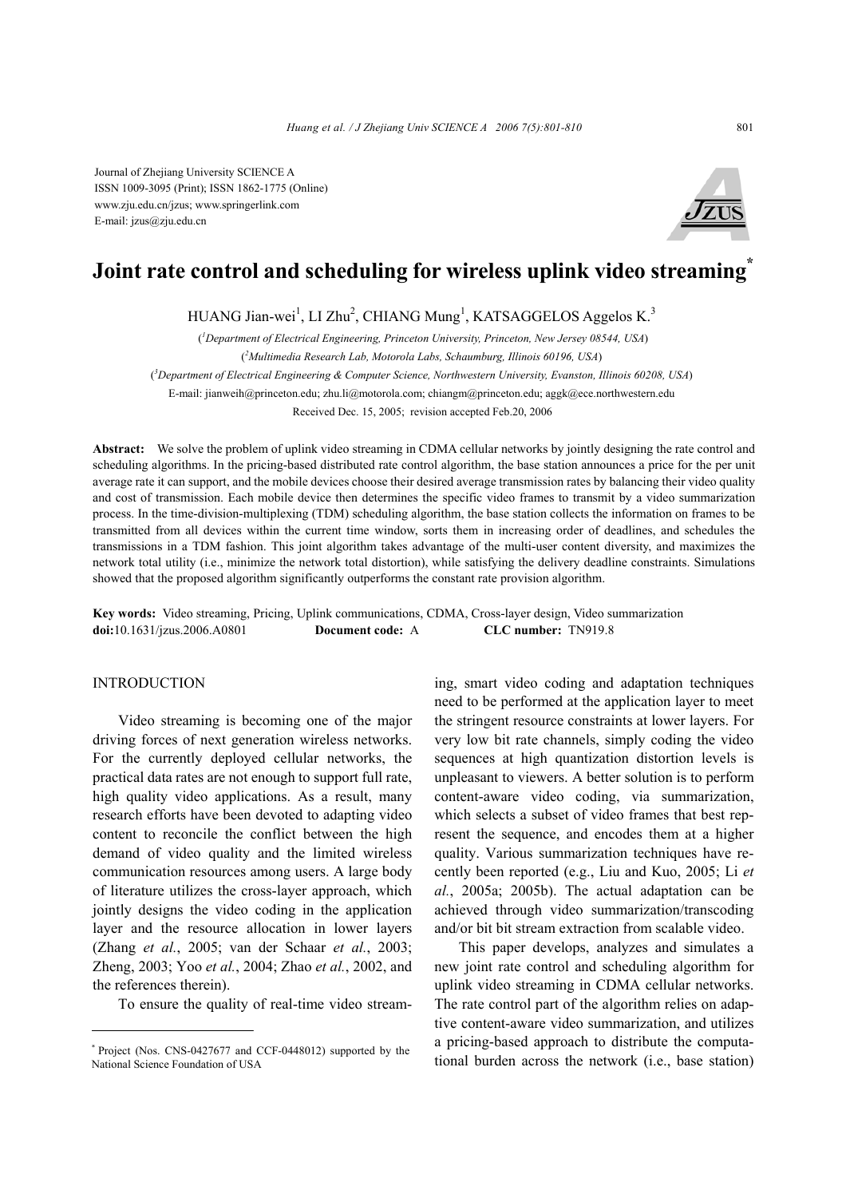Journal of Zhejiang University SCIENCE A
ISSN 1009-3095 (Print); ISSN 1862-1775 (Online)
www.zju.edu.cn/jzus; www.springerlink.com
E-mail: jzus@zju.edu.cn

# Joint rate control and scheduling for wireless uplink video streaming*

HUANG Jian-wei[1], LI Zhu[2], CHIANG Mung[1], KATSAGGELOS Aggelos K.[3]

([1]*Department of Electrical Engineering, Princeton University, Princeton, New Jersey 08544, USA*)

([2]*Multimedia Research Lab, Motorola Labs, Schaumburg, Illinois 60196, USA*)

([3]*Department of Electrical Engineering & Computer Science, Northwestern University, Evanston, Illinois 60208, USA*)

E-mail: jianweih@princeton.edu; zhu.li@motorola.com; chiangm@princeton.edu; aggk@ece.northwestern.edu

Received Dec. 15, 2005; revision accepted Feb.20, 2006

**Abstract:** We solve the problem of uplink video streaming in CDMA cellular networks by jointly designing the rate control and scheduling algorithms. In the pricing-based distributed rate control algorithm, the base station announces a price for the per unit average rate it can support, and the mobile devices choose their desired average transmission rates by balancing their video quality and cost of transmission. Each mobile device then determines the specific video frames to transmit by a video summarization process. In the time-division-multiplexing (TDM) scheduling algorithm, the base station collects the information on frames to be transmitted from all devices within the current time window, sorts them in increasing order of deadlines, and schedules the transmissions in a TDM fashion. This joint algorithm takes advantage of the multi-user content diversity, and maximizes the network total utility (i.e., minimize the network total distortion), while satisfying the delivery deadline constraints. Simulations showed that the proposed algorithm significantly outperforms the constant rate provision algorithm.

**Key words:** Video streaming, Pricing, Uplink communications, CDMA, Cross-layer design, Video summarization
**doi:**10.1631/jzus.2006.A0801 **Document code:** A **CLC number:** TN919.8

## INTRODUCTION

Video streaming is becoming one of the major driving forces of next generation wireless networks. For the currently deployed cellular networks, the practical data rates are not enough to support full rate, high quality video applications. As a result, many research efforts have been devoted to adapting video content to reconcile the conflict between the high demand of video quality and the limited wireless communication resources among users. A large body of literature utilizes the cross-layer approach, which jointly designs the video coding in the application layer and the resource allocation in lower layers (Zhang *et al.*, 2005; van der Schaar *et al.*, 2003; Zheng, 2003; Yoo *et al.*, 2004; Zhao *et al.*, 2002, and the references therein).

To ensure the quality of real-time video streaming, smart video coding and adaptation techniques need to be performed at the application layer to meet the stringent resource constraints at lower layers. For very low bit rate channels, simply coding the video sequences at high quantization distortion levels is unpleasant to viewers. A better solution is to perform content-aware video coding, via summarization, which selects a subset of video frames that best represent the sequence, and encodes them at a higher quality. Various summarization techniques have recently been reported (e.g., Liu and Kuo, 2005; Li *et al.*, 2005a; 2005b). The actual adaptation can be achieved through video summarization/transcoding and/or bit bit stream extraction from scalable video.

This paper develops, analyzes and simulates a new joint rate control and scheduling algorithm for uplink video streaming in CDMA cellular networks. The rate control part of the algorithm relies on adaptive content-aware video summarization, and utilizes a pricing-based approach to distribute the computational burden across the network (i.e., base station)

* Project (Nos. CNS-0427677 and CCF-0448012) supported by the National Science Foundation of USA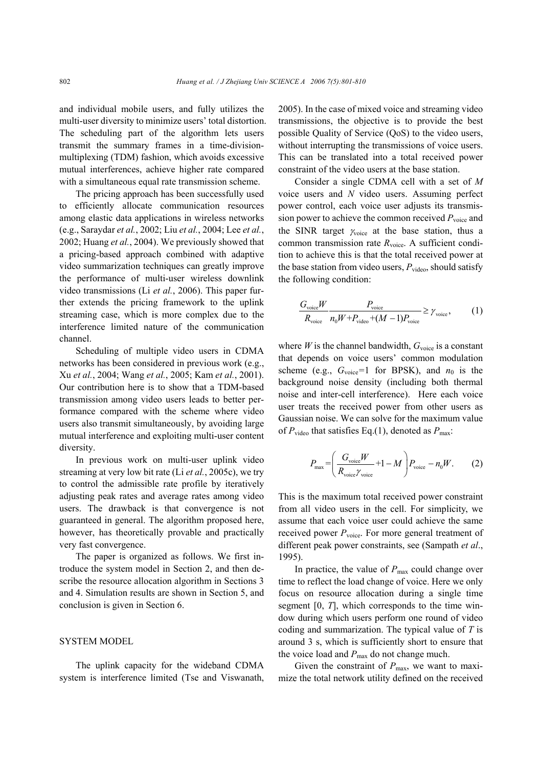and individual mobile users, and fully utilizes the multi-user diversity to minimize users' total distortion. The scheduling part of the algorithm lets users transmit the summary frames in a time-division-multiplexing (TDM) fashion, which avoids excessive mutual interferences, achieve higher rate compared with a simultaneous equal rate transmission scheme.

The pricing approach has been successfully used to efficiently allocate communication resources among elastic data applications in wireless networks (e.g., Saraydar *et al.*, 2002; Liu *et al.*, 2004; Lee *et al.*, 2002; Huang *et al.*, 2004). We previously showed that a pricing-based approach combined with adaptive video summarization techniques can greatly improve the performance of multi-user wireless downlink video transmissions (Li *et al.*, 2006). This paper further extends the pricing framework to the uplink streaming case, which is more complex due to the interference limited nature of the communication channel.

Scheduling of multiple video users in CDMA networks has been considered in previous work (e.g., Xu *et al.*, 2004; Wang *et al.*, 2005; Kam *et al.*, 2001). Our contribution here is to show that a TDM-based transmission among video users leads to better performance compared with the scheme where video users also transmit simultaneously, by avoiding large mutual interference and exploiting multi-user content diversity.

In previous work on multi-user uplink video streaming at very low bit rate (Li *et al.*, 2005c), we try to control the admissible rate profile by iteratively adjusting peak rates and average rates among video users. The drawback is that convergence is not guaranteed in general. The algorithm proposed here, however, has theoretically provable and practically very fast convergence.

The paper is organized as follows. We first introduce the system model in Section 2, and then describe the resource allocation algorithm in Sections 3 and 4. Simulation results are shown in Section 5, and conclusion is given in Section 6.

## SYSTEM MODEL

The uplink capacity for the wideband CDMA system is interference limited (Tse and Viswanath, 2005). In the case of mixed voice and streaming video transmissions, the objective is to provide the best possible Quality of Service (QoS) to the video users, without interrupting the transmissions of voice users. This can be translated into a total received power constraint of the video users at the base station.

Consider a single CDMA cell with a set of $M$ voice users and $N$ video users. Assuming perfect power control, each voice user adjusts its transmission power to achieve the common received $P_{\text{voice}}$ and the SINR target $\gamma_{\text{voice}}$ at the base station, thus a common transmission rate $R_{\text{voice}}$. A sufficient condition to achieve this is that the total received power at the base station from video users, $P_{\text{video}}$, should satisfy the following condition:

$$\frac{G_{\text{voice}}W}{R_{\text{voice}}}\frac{P_{\text{voice}}}{n_0W+P_{\text{video}}+(M-1)P_{\text{voice}}}\geq\gamma_{\text{voice}},\tag{1}$$

where $W$ is the channel bandwidth, $G_{\text{voice}}$ is a constant that depends on voice users' common modulation scheme (e.g., $G_{\text{voice}}=1$ for BPSK), and $n_0$ is the background noise density (including both thermal noise and inter-cell interference). Here each voice user treats the received power from other users as Gaussian noise. We can solve for the maximum value of $P_{\text{video}}$ that satisfies Eq.(1), denoted as $P_{\max}$:

$$P_{\max}=\left(\frac{G_{\text{voice}}W}{R_{\text{voice}}\gamma_{\text{voice}}}+1-M\right)P_{\text{voice}}-n_0W.\tag{2}$$

This is the maximum total received power constraint from all video users in the cell. For simplicity, we assume that each voice user could achieve the same received power $P_{\text{voice}}$. For more general treatment of different peak power constraints, see (Sampath *et al*., 1995).

In practice, the value of $P_{\max}$ could change over time to reflect the load change of voice. Here we only focus on resource allocation during a single time segment $[0, T]$, which corresponds to the time window during which users perform one round of video coding and summarization. The typical value of $T$ is around 3 s, which is sufficiently short to ensure that the voice load and $P_{\max}$ do not change much.

Given the constraint of $P_{\max}$, we want to maximize the total network utility defined on the received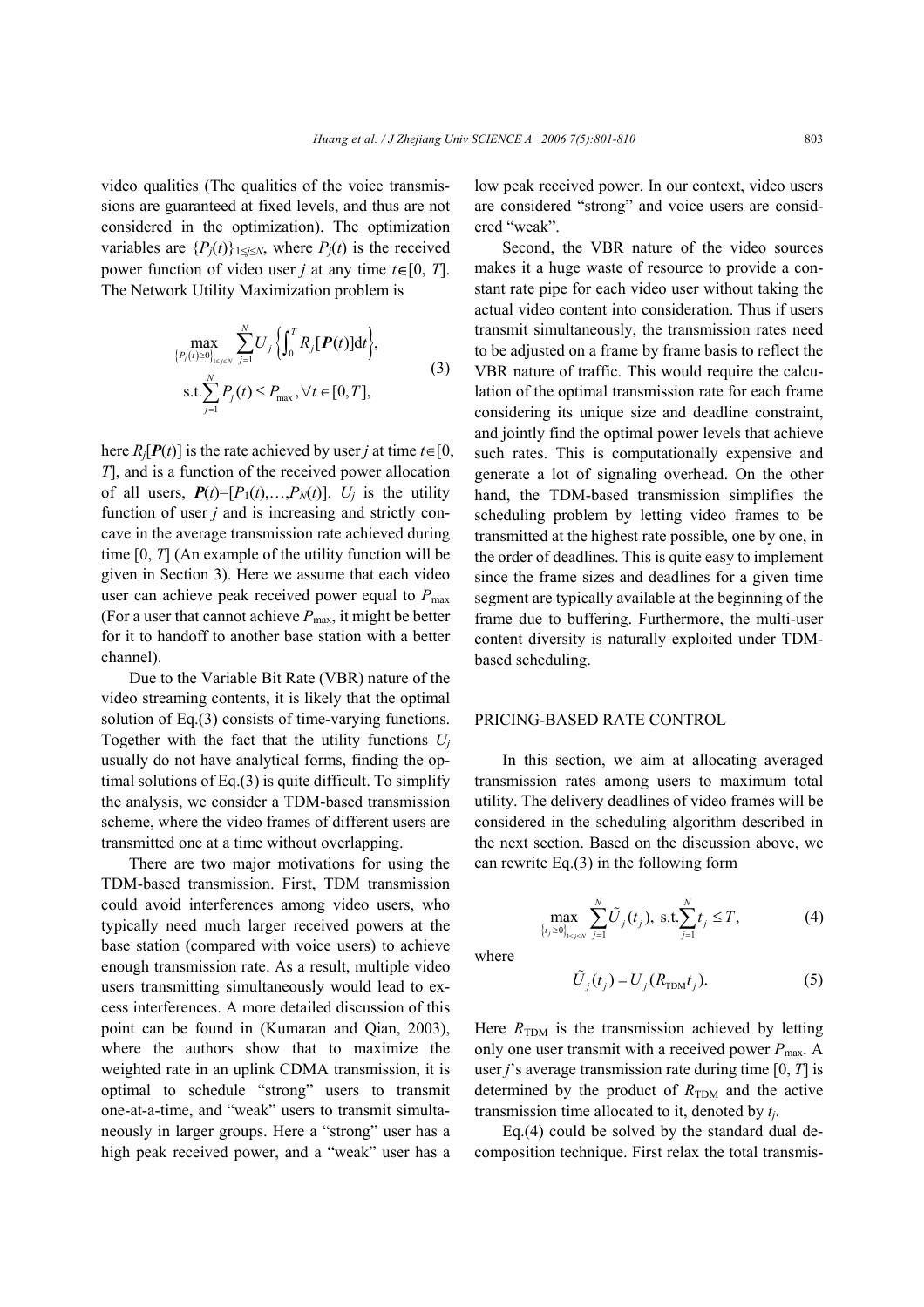video qualities (The qualities of the voice transmissions are guaranteed at fixed levels, and thus are not considered in the optimization). The optimization variables are $\{P_j(t)\}_{1\le j\le N}$, where $P_j(t)$ is the received power function of video user $j$ at any time $t\in[0, T]$. The Network Utility Maximization problem is

$$\max_{\{P_j(t)\ge 0\}_{1\le j\le N}} \sum_{j=1}^{N} U_j\left\{\int_0^T R_j[\boldsymbol{P}(t)]\mathrm{d}t\right\},$$
$$\text{s.t.}\sum_{j=1}^{N} P_j(t)\le P_{\max}, \forall t\in[0,T], \tag{3}$$

here $R_j[\boldsymbol{P}(t)]$ is the rate achieved by user $j$ at time $t\in[0, T]$, and is a function of the received power allocation of all users, $\boldsymbol{P}(t)=[P_1(t),\ldots,P_N(t)]$. $U_j$ is the utility function of user $j$ and is increasing and strictly concave in the average transmission rate achieved during time $[0, T]$ (An example of the utility function will be given in Section 3). Here we assume that each video user can achieve peak received power equal to $P_{\max}$ (For a user that cannot achieve $P_{\max}$, it might be better for it to handoff to another base station with a better channel).

Due to the Variable Bit Rate (VBR) nature of the video streaming contents, it is likely that the optimal solution of Eq.(3) consists of time-varying functions. Together with the fact that the utility functions $U_j$ usually do not have analytical forms, finding the optimal solutions of Eq.(3) is quite difficult. To simplify the analysis, we consider a TDM-based transmission scheme, where the video frames of different users are transmitted one at a time without overlapping.

There are two major motivations for using the TDM-based transmission. First, TDM transmission could avoid interferences among video users, who typically need much larger received powers at the base station (compared with voice users) to achieve enough transmission rate. As a result, multiple video users transmitting simultaneously would lead to excess interferences. A more detailed discussion of this point can be found in (Kumaran and Qian, 2003), where the authors show that to maximize the weighted rate in an uplink CDMA transmission, it is optimal to schedule "strong" users to transmit one-at-a-time, and "weak" users to transmit simultaneously in larger groups. Here a "strong" user has a high peak received power, and a "weak" user has a low peak received power. In our context, video users are considered "strong" and voice users are considered "weak".

Second, the VBR nature of the video sources makes it a huge waste of resource to provide a constant rate pipe for each video user without taking the actual video content into consideration. Thus if users transmit simultaneously, the transmission rates need to be adjusted on a frame by frame basis to reflect the VBR nature of traffic. This would require the calculation of the optimal transmission rate for each frame considering its unique size and deadline constraint, and jointly find the optimal power levels that achieve such rates. This is computationally expensive and generate a lot of signaling overhead. On the other hand, the TDM-based transmission simplifies the scheduling problem by letting video frames to be transmitted at the highest rate possible, one by one, in the order of deadlines. This is quite easy to implement since the frame sizes and deadlines for a given time segment are typically available at the beginning of the frame due to buffering. Furthermore, the multi-user content diversity is naturally exploited under TDM-based scheduling.

## PRICING-BASED RATE CONTROL

In this section, we aim at allocating averaged transmission rates among users to maximum total utility. The delivery deadlines of video frames will be considered in the scheduling algorithm described in the next section. Based on the discussion above, we can rewrite Eq.(3) in the following form

$$\max_{\{t_j\ge 0\}_{1\le j\le N}} \sum_{j=1}^{N}\tilde{U}_j(t_j),\ \text{s.t.}\sum_{j=1}^{N} t_j\le T, \tag{4}$$

where

$$\tilde{U}_j(t_j)=U_j(R_{\text{TDM}}t_j). \tag{5}$$

Here $R_{\text{TDM}}$ is the transmission achieved by letting only one user transmit with a received power $P_{\max}$. A user $j$'s average transmission rate during time $[0, T]$ is determined by the product of $R_{\text{TDM}}$ and the active transmission time allocated to it, denoted by $t_j$.

Eq.(4) could be solved by the standard dual decomposition technique. First relax the total transmis-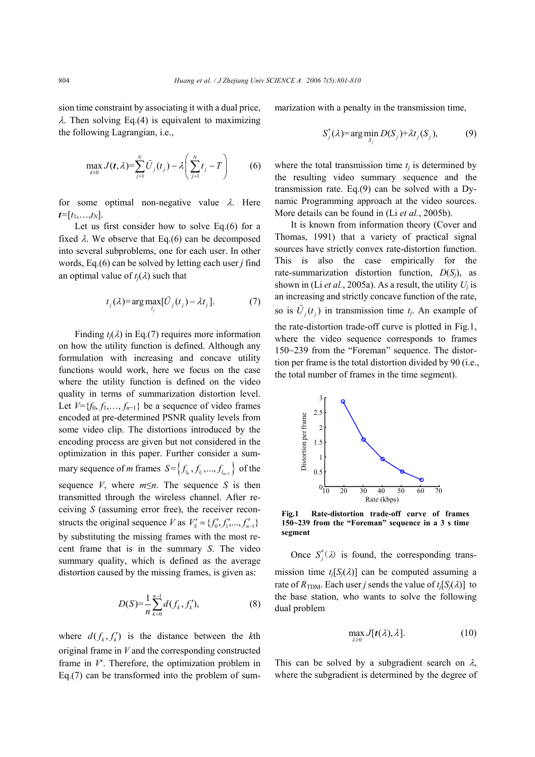sion time constraint by associating it with a dual price, $\lambda$. Then solving Eq.(4) is equivalent to maximizing the following Lagrangian, i.e.,

$$\max_{\boldsymbol{t}\geq 0} J(\boldsymbol{t},\lambda)=\sum_{j=1}^{N}\tilde{U}_j(t_j)-\lambda\left(\sum_{j=1}^{N}t_j-T\right) \tag{6}$$

for some optimal non-negative value $\lambda$. Here $\boldsymbol{t}=[t_1,\ldots,t_N]$.

Let us first consider how to solve Eq.(6) for a fixed $\lambda$. We observe that Eq.(6) can be decomposed into several subproblems, one for each user. In other words, Eq.(6) can be solved by letting each user $j$ find an optimal value of $t_j(\lambda)$ such that

$$t_j(\lambda)=\arg\max_{t_j}[\tilde{U}_j(t_j)-\lambda t_j]. \tag{7}$$

Finding $t_j(\lambda)$ in Eq.(7) requires more information on how the utility function is defined. Although any formulation with increasing and concave utility functions would work, here we focus on the case where the utility function is defined on the video quality in terms of summarization distortion level. Let $V=\{f_0, f_1,\ldots, f_{n-1}\}$ be a sequence of video frames encoded at pre-determined PSNR quality levels from some video clip. The distortions introduced by the encoding process are given but not considered in the optimization in this paper. Further consider a summary sequence of $m$ frames $S=\left\{f_{l_0}, f_{l_1},\ldots, f_{l_{m-1}}\right\}$ of the sequence $V$, where $m\leq n$. The sequence $S$ is then transmitted through the wireless channel. After receiving $S$ (assuming error free), the receiver reconstructs the original sequence $V$ as $V'_S=\{f'_0, f'_1,\ldots, f'_{n-1}\}$ by substituting the missing frames with the most recent frame that is in the summary $S$. The video summary quality, which is defined as the average distortion caused by the missing frames, is given as:

$$D(S)=\frac{1}{n}\sum_{k=0}^{n-1}d(f_k, f'_k), \tag{8}$$

where $d(f_k, f'_k)$ is the distance between the $k$th original frame in $V$ and the corresponding constructed frame in $V'$. Therefore, the optimization problem in Eq.(7) can be transformed into the problem of summarization with a penalty in the transmission time,

$$S_j^*(\lambda)=\arg\min_{S_j} D(S_j)+\lambda t_j(S_j), \tag{9}$$

where the total transmission time $t_j$ is determined by the resulting video summary sequence and the transmission rate. Eq.(9) can be solved with a Dynamic Programming approach at the video sources. More details can be found in (Li *et al.*, 2005b).

It is known from information theory (Cover and Thomas, 1991) that a variety of practical signal sources have strictly convex rate-distortion function. This is also the case empirically for the rate-summarization distortion function, $D(S_j)$, as shown in (Li *et al.*, 2005a). As a result, the utility $U_j$ is an increasing and strictly concave function of the rate, so is $\tilde{U}_j(t_j)$ in transmission time $t_j$. An example of the rate-distortion trade-off curve is plotted in Fig.1, where the video sequence corresponds to frames 150~239 from the "Foreman" sequence. The distortion per frame is the total distortion divided by 90 (i.e., the total number of frames in the time segment).

**Fig.1 Rate-distortion trade-off curve of frames 150~239 from the "Foreman" sequence in a 3 s time segment**

Once $S_j^*(\lambda)$ is found, the corresponding transmission time $t_j[S_j(\lambda)]$ can be computed assuming a rate of $R_{\mathrm{TDM}}$. Each user $j$ sends the value of $t_j[S_j(\lambda)]$ to the base station, who wants to solve the following dual problem

$$\max_{\lambda\geq 0} J[\boldsymbol{t}(\lambda),\lambda]. \tag{10}$$

This can be solved by a subgradient search on $\lambda$, where the subgradient is determined by the degree of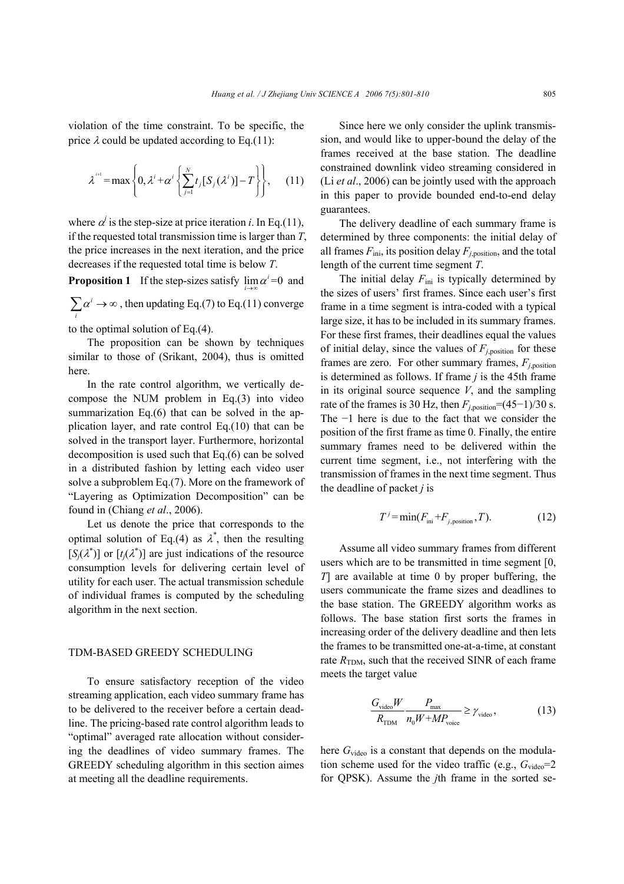violation of the time constraint. To be specific, the price $\lambda$ could be updated according to Eq.(11):

$$\lambda^{i+1} = \max\left\{0, \lambda^i + \alpha^i \left\{\sum_{j=1}^{N} t_j [S_j(\lambda^i)] - T\right\}\right\}, \quad (11)$$

where $\alpha^i$ is the step-size at price iteration $i$. In Eq.(11), if the requested total transmission time is larger than $T$, the price increases in the next iteration, and the price decreases if the requested total time is below $T$.

**Proposition 1** If the step-sizes satisfy $\lim_{i\to\infty}\alpha^i = 0$ and $\sum_i \alpha^i \to \infty$, then updating Eq.(7) to Eq.(11) converge to the optimal solution of Eq.(4).

The proposition can be shown by techniques similar to those of (Srikant, 2004), thus is omitted here.

In the rate control algorithm, we vertically decompose the NUM problem in Eq.(3) into video summarization Eq.(6) that can be solved in the application layer, and rate control Eq.(10) that can be solved in the transport layer. Furthermore, horizontal decomposition is used such that Eq.(6) can be solved in a distributed fashion by letting each video user solve a subproblem Eq.(7). More on the framework of "Layering as Optimization Decomposition" can be found in (Chiang *et al*., 2006).

Let us denote the price that corresponds to the optimal solution of Eq.(4) as $\lambda^*$, then the resulting $[S_j(\lambda^*)]$ or $[t_j(\lambda^*)]$ are just indications of the resource consumption levels for delivering certain level of utility for each user. The actual transmission schedule of individual frames is computed by the scheduling algorithm in the next section.

## TDM-BASED GREEDY SCHEDULING

To ensure satisfactory reception of the video streaming application, each video summary frame has to be delivered to the receiver before a certain deadline. The pricing-based rate control algorithm leads to "optimal" averaged rate allocation without considering the deadlines of video summary frames. The GREEDY scheduling algorithm in this section aimes at meeting all the deadline requirements.

Since here we only consider the uplink transmission, and would like to upper-bound the delay of the frames received at the base station. The deadline constrained downlink video streaming considered in (Li *et al*., 2006) can be jointly used with the approach in this paper to provide bounded end-to-end delay guarantees.

The delivery deadline of each summary frame is determined by three components: the initial delay of all frames $F_{\text{ini}}$, its position delay $F_{j,\text{position}}$, and the total length of the current time segment $T$.

The initial delay $F_{\text{ini}}$ is typically determined by the sizes of users' first frames. Since each user's first frame in a time segment is intra-coded with a typical large size, it has to be included in its summary frames. For these first frames, their deadlines equal the values of initial delay, since the values of $F_{j,\text{position}}$ for these frames are zero. For other summary frames, $F_{j,\text{position}}$ is determined as follows. If frame $j$ is the 45th frame in its original source sequence $V$, and the sampling rate of the frames is 30 Hz, then $F_{j,\text{position}}=(45-1)/30$ s. The $-1$ here is due to the fact that we consider the position of the first frame as time 0. Finally, the entire summary frames need to be delivered within the current time segment, i.e., not interfering with the transmission of frames in the next time segment. Thus the deadline of packet $j$ is

$$T^j = \min(F_{\text{ini}} + F_{j,\text{position}}, T). \quad (12)$$

Assume all video summary frames from different users which are to be transmitted in time segment $[0, T]$ are available at time 0 by proper buffering, the users communicate the frame sizes and deadlines to the base station. The GREEDY algorithm works as follows. The base station first sorts the frames in increasing order of the delivery deadline and then lets the frames to be transmitted one-at-a-time, at constant rate $R_{\text{TDM}}$, such that the received SINR of each frame meets the target value

$$\frac{G_{\text{video}} W}{R_{\text{TDM}}} \frac{P_{\max}}{n_0 W + M P_{\text{voice}}} \geq \gamma_{\text{video}}, \quad (13)$$

here $G_{\text{video}}$ is a constant that depends on the modulation scheme used for the video traffic (e.g., $G_{\text{video}}=2$ for QPSK). Assume the $j$th frame in the sorted se-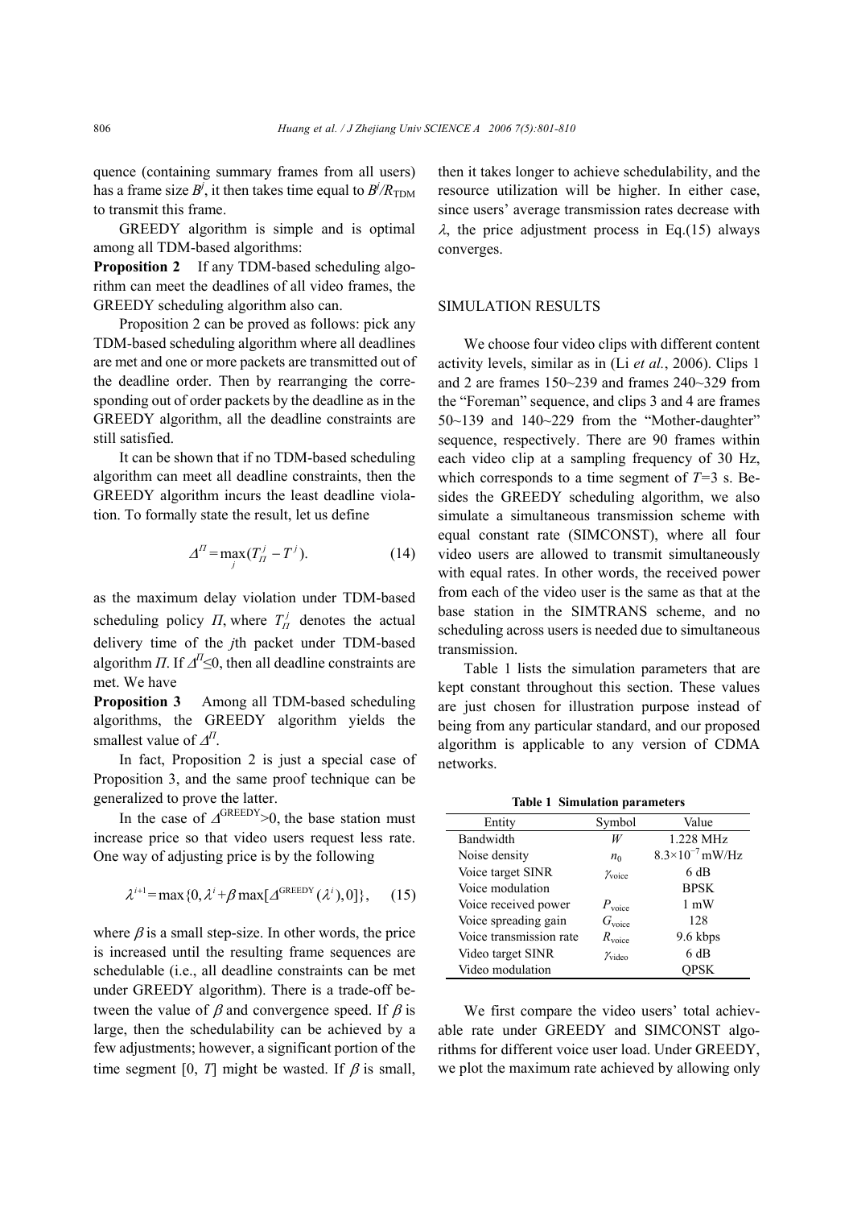quence (containing summary frames from all users) has a frame size $B^j$, it then takes time equal to $B^j/R_{\mathrm{TDM}}$ to transmit this frame.

GREEDY algorithm is simple and is optimal among all TDM-based algorithms:

**Proposition 2** If any TDM-based scheduling algorithm can meet the deadlines of all video frames, the GREEDY scheduling algorithm also can.

Proposition 2 can be proved as follows: pick any TDM-based scheduling algorithm where all deadlines are met and one or more packets are transmitted out of the deadline order. Then by rearranging the corresponding out of order packets by the deadline as in the GREEDY algorithm, all the deadline constraints are still satisfied.

It can be shown that if no TDM-based scheduling algorithm can meet all deadline constraints, then the GREEDY algorithm incurs the least deadline violation. To formally state the result, let us define

$$\Delta^{\Pi} = \max_{j}(T_{\Pi}^{j} - T^{j}). \tag{14}$$

as the maximum delay violation under TDM-based scheduling policy $\Pi$, where $T_{\Pi}^{j}$ denotes the actual delivery time of the $j$th packet under TDM-based algorithm $\Pi$. If $\Delta^{\Pi} \leq 0$, then all deadline constraints are met. We have

**Proposition 3** Among all TDM-based scheduling algorithms, the GREEDY algorithm yields the smallest value of $\Delta^{\Pi}$.

In fact, Proposition 2 is just a special case of Proposition 3, and the same proof technique can be generalized to prove the latter.

In the case of $\Delta^{\mathrm{GREEDY}} > 0$, the base station must increase price so that video users request less rate. One way of adjusting price is by the following

$$\lambda^{i+1} = \max\{0, \lambda^{i} + \beta \max[\Delta^{\mathrm{GREEDY}}(\lambda^{i}), 0]\}, \tag{15}$$

where $\beta$ is a small step-size. In other words, the price is increased until the resulting frame sequences are schedulable (i.e., all deadline constraints can be met under GREEDY algorithm). There is a trade-off between the value of $\beta$ and convergence speed. If $\beta$ is large, then the schedulability can be achieved by a few adjustments; however, a significant portion of the time segment $[0, T]$ might be wasted. If $\beta$ is small, then it takes longer to achieve schedulability, and the resource utilization will be higher. In either case, since users' average transmission rates decrease with $\lambda$, the price adjustment process in Eq.(15) always converges.

## SIMULATION RESULTS

We choose four video clips with different content activity levels, similar as in (Li *et al.*, 2006). Clips 1 and 2 are frames 150~239 and frames 240~329 from the "Foreman" sequence, and clips 3 and 4 are frames 50~139 and 140~229 from the "Mother-daughter" sequence, respectively. There are 90 frames within each video clip at a sampling frequency of 30 Hz, which corresponds to a time segment of $T$=3 s. Besides the GREEDY scheduling algorithm, we also simulate a simultaneous transmission scheme with equal constant rate (SIMCONST), where all four video users are allowed to transmit simultaneously with equal rates. In other words, the received power from each of the video user is the same as that at the base station in the SIMTRANS scheme, and no scheduling across users is needed due to simultaneous transmission.

Table 1 lists the simulation parameters that are kept constant throughout this section. These values are just chosen for illustration purpose instead of being from any particular standard, and our proposed algorithm is applicable to any version of CDMA networks.

**Table 1 Simulation parameters**

| Entity | Symbol | Value |
|---|---|---|
| Bandwidth | $W$ | 1.228 MHz |
| Noise density | $n_0$ | $8.3\times10^{-7}$ mW/Hz |
| Voice target SINR | $\gamma_{\mathrm{voice}}$ | 6 dB |
| Voice modulation | | BPSK |
| Voice received power | $P_{\mathrm{voice}}$ | 1 mW |
| Voice spreading gain | $G_{\mathrm{voice}}$ | 128 |
| Voice transmission rate | $R_{\mathrm{voice}}$ | 9.6 kbps |
| Video target SINR | $\gamma_{\mathrm{video}}$ | 6 dB |
| Video modulation | | QPSK |

We first compare the video users' total achievable rate under GREEDY and SIMCONST algorithms for different voice user load. Under GREEDY, we plot the maximum rate achieved by allowing only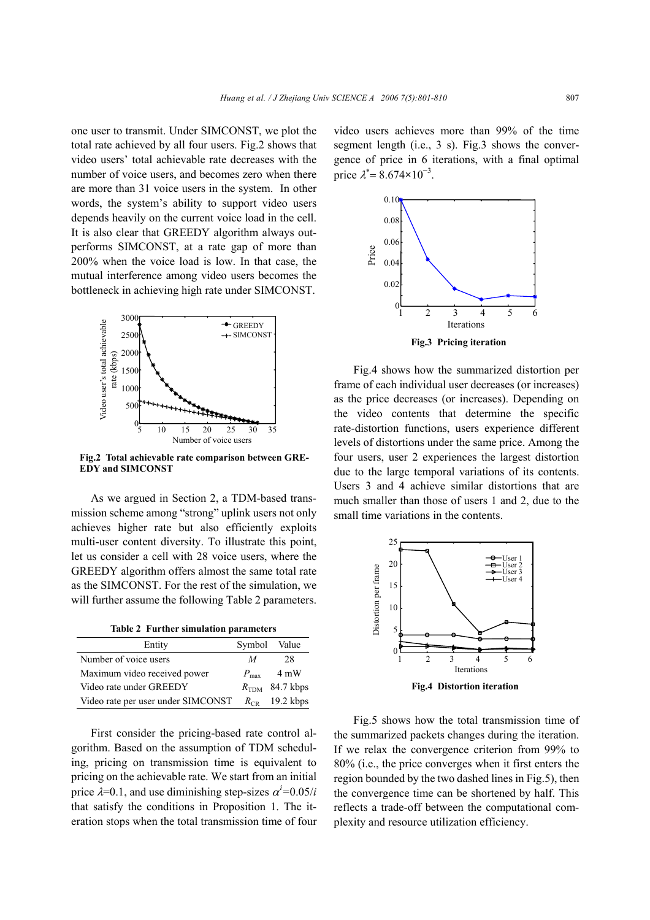one user to transmit. Under SIMCONST, we plot the total rate achieved by all four users. Fig.2 shows that video users' total achievable rate decreases with the number of voice users, and becomes zero when there are more than 31 voice users in the system. In other words, the system's ability to support video users depends heavily on the current voice load in the cell. It is also clear that GREEDY algorithm always outperforms SIMCONST, at a rate gap of more than 200% when the voice load is low. In that case, the mutual interference among video users becomes the bottleneck in achieving high rate under SIMCONST.

**Fig.2 Total achievable rate comparison between GREEDY and SIMCONST**

As we argued in Section 2, a TDM-based transmission scheme among "strong" uplink users not only achieves higher rate but also efficiently exploits multi-user content diversity. To illustrate this point, let us consider a cell with 28 voice users, where the GREEDY algorithm offers almost the same total rate as the SIMCONST. For the rest of the simulation, we will further assume the following Table 2 parameters.

**Table 2 Further simulation parameters**

| Entity | Symbol | Value |
|---|---|---|
| Number of voice users | $M$ | 28 |
| Maximum video received power | $P_{\max}$ | 4 mW |
| Video rate under GREEDY | $R_{\rm TDM}$ | 84.7 kbps |
| Video rate per user under SIMCONST | $R_{\rm CR}$ | 19.2 kbps |

First consider the pricing-based rate control algorithm. Based on the assumption of TDM scheduling, pricing on transmission time is equivalent to pricing on the achievable rate. We start from an initial price $\lambda$=0.1, and use diminishing step-sizes $\alpha^i$=0.05/$i$ that satisfy the conditions in Proposition 1. The iteration stops when the total transmission time of four video users achieves more than 99% of the time segment length (i.e., 3 s). Fig.3 shows the convergence of price in 6 iterations, with a final optimal price $\lambda^*$= 8.674×10$^{-3}$.

**Fig.3 Pricing iteration**

Fig.4 shows how the summarized distortion per frame of each individual user decreases (or increases) as the price decreases (or increases). Depending on the video contents that determine the specific rate-distortion functions, users experience different levels of distortions under the same price. Among the four users, user 2 experiences the largest distortion due to the large temporal variations of its contents. Users 3 and 4 achieve similar distortions that are much smaller than those of users 1 and 2, due to the small time variations in the contents.

**Fig.4 Distortion iteration**

Fig.5 shows how the total transmission time of the summarized packets changes during the iteration. If we relax the convergence criterion from 99% to 80% (i.e., the price converges when it first enters the region bounded by the two dashed lines in Fig.5), then the convergence time can be shortened by half. This reflects a trade-off between the computational complexity and resource utilization efficiency.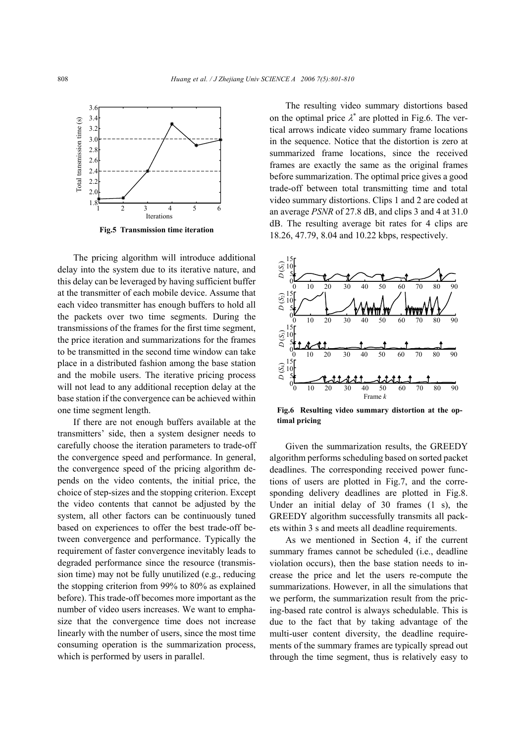Fig.5 Transmission time iteration

The pricing algorithm will introduce additional delay into the system due to its iterative nature, and this delay can be leveraged by having sufficient buffer at the transmitter of each mobile device. Assume that each video transmitter has enough buffers to hold all the packets over two time segments. During the transmissions of the frames for the first time segment, the price iteration and summarizations for the frames to be transmitted in the second time window can take place in a distributed fashion among the base station and the mobile users. The iterative pricing process will not lead to any additional reception delay at the base station if the convergence can be achieved within one time segment length.

If there are not enough buffers available at the transmitters' side, then a system designer needs to carefully choose the iteration parameters to trade-off the convergence speed and performance. In general, the convergence speed of the pricing algorithm depends on the video contents, the initial price, the choice of step-sizes and the stopping criterion. Except the video contents that cannot be adjusted by the system, all other factors can be continuously tuned based on experiences to offer the best trade-off between convergence and performance. Typically the requirement of faster convergence inevitably leads to degraded performance since the resource (transmission time) may not be fully unutilized (e.g., reducing the stopping criterion from 99% to 80% as explained before). This trade-off becomes more important as the number of video users increases. We want to emphasize that the convergence time does not increase linearly with the number of users, since the most time consuming operation is the summarization process, which is performed by users in parallel.

The resulting video summary distortions based on the optimal price $\lambda^*$ are plotted in Fig.6. The vertical arrows indicate video summary frame locations in the sequence. Notice that the distortion is zero at summarized frame locations, since the received frames are exactly the same as the original frames before summarization. The optimal price gives a good trade-off between total transmitting time and total video summary distortions. Clips 1 and 2 are coded at an average *PSNR* of 27.8 dB, and clips 3 and 4 at 31.0 dB. The resulting average bit rates for 4 clips are 18.26, 47.79, 8.04 and 10.22 kbps, respectively.

Fig.6 Resulting video summary distortion at the optimal pricing

Given the summarization results, the GREEDY algorithm performs scheduling based on sorted packet deadlines. The corresponding received power functions of users are plotted in Fig.7, and the corresponding delivery deadlines are plotted in Fig.8. Under an initial delay of 30 frames (1 s), the GREEDY algorithm successfully transmits all packets within 3 s and meets all deadline requirements.

As we mentioned in Section 4, if the current summary frames cannot be scheduled (i.e., deadline violation occurs), then the base station needs to increase the price and let the users re-compute the summarizations. However, in all the simulations that we perform, the summarization result from the pricing-based rate control is always schedulable. This is due to the fact that by taking advantage of the multi-user content diversity, the deadline requirements of the summary frames are typically spread out through the time segment, thus is relatively easy to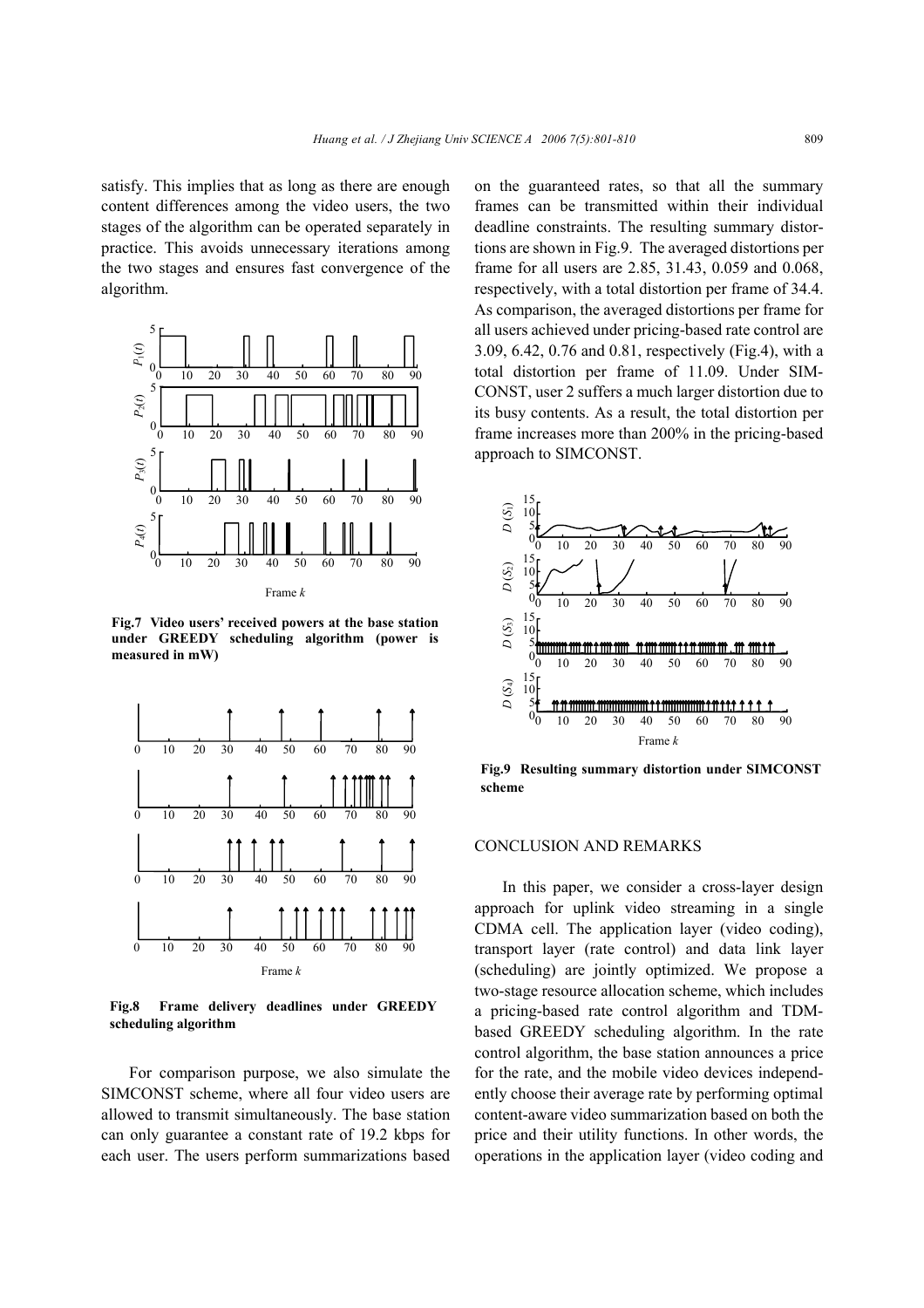satisfy. This implies that as long as there are enough content differences among the video users, the two stages of the algorithm can be operated separately in practice. This avoids unnecessary iterations among the two stages and ensures fast convergence of the algorithm.

**Fig.7 Video users' received powers at the base station under GREEDY scheduling algorithm (power is measured in mW)**

**Fig.8 Frame delivery deadlines under GREEDY scheduling algorithm**

For comparison purpose, we also simulate the SIMCONST scheme, where all four video users are allowed to transmit simultaneously. The base station can only guarantee a constant rate of 19.2 kbps for each user. The users perform summarizations based on the guaranteed rates, so that all the summary frames can be transmitted within their individual deadline constraints. The resulting summary distortions are shown in Fig.9. The averaged distortions per frame for all users are 2.85, 31.43, 0.059 and 0.068, respectively, with a total distortion per frame of 34.4. As comparison, the averaged distortions per frame for all users achieved under pricing-based rate control are 3.09, 6.42, 0.76 and 0.81, respectively (Fig.4), with a total distortion per frame of 11.09. Under SIMCONST, user 2 suffers a much larger distortion due to its busy contents. As a result, the total distortion per frame increases more than 200% in the pricing-based approach to SIMCONST.

**Fig.9 Resulting summary distortion under SIMCONST scheme**

## CONCLUSION AND REMARKS

In this paper, we consider a cross-layer design approach for uplink video streaming in a single CDMA cell. The application layer (video coding), transport layer (rate control) and data link layer (scheduling) are jointly optimized. We propose a two-stage resource allocation scheme, which includes a pricing-based rate control algorithm and TDM-based GREEDY scheduling algorithm. In the rate control algorithm, the base station announces a price for the rate, and the mobile video devices independently choose their average rate by performing optimal content-aware video summarization based on both the price and their utility functions. In other words, the operations in the application layer (video coding and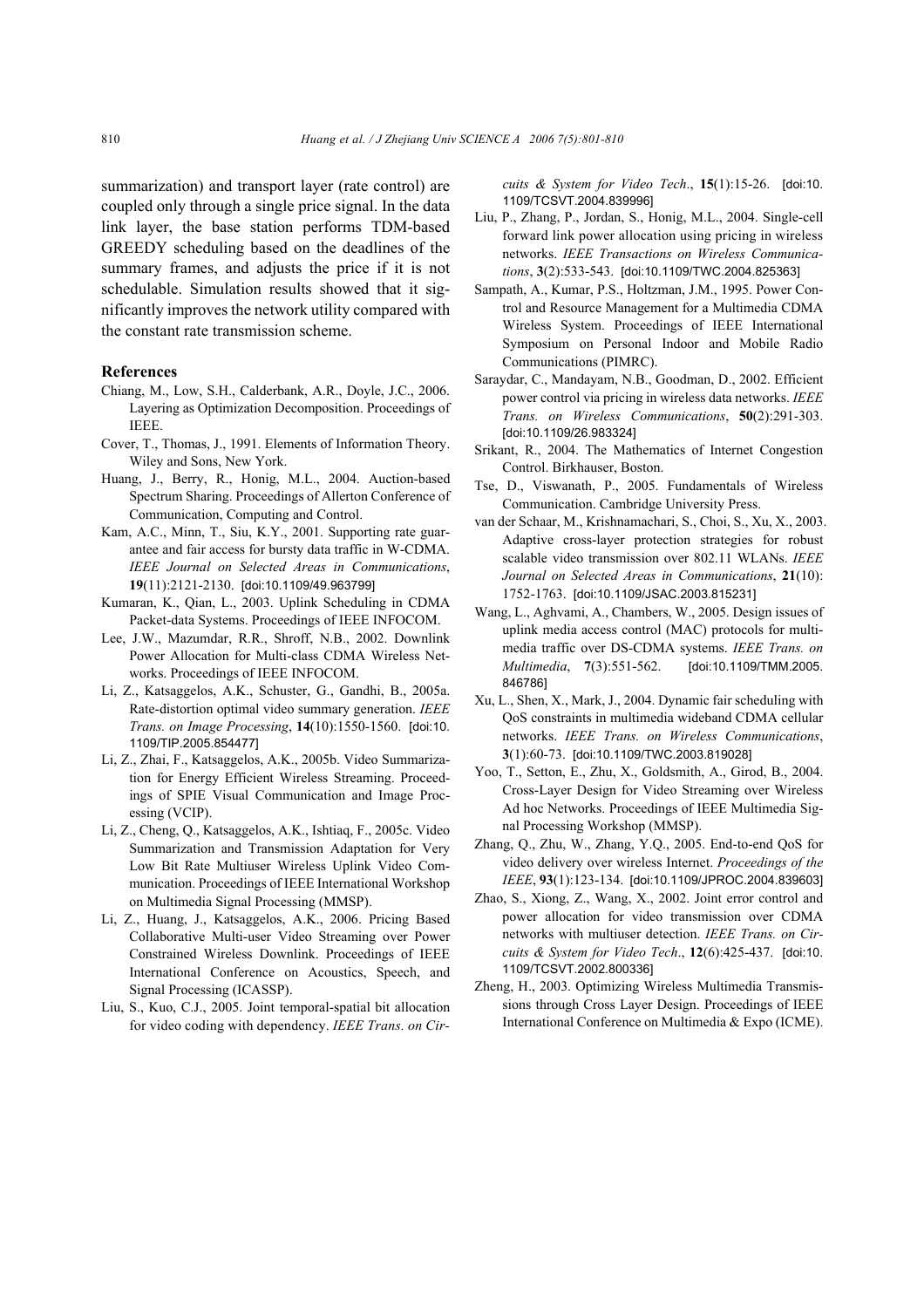summarization) and transport layer (rate control) are coupled only through a single price signal. In the data link layer, the base station performs TDM-based GREEDY scheduling based on the deadlines of the summary frames, and adjusts the price if it is not schedulable. Simulation results showed that it significantly improves the network utility compared with the constant rate transmission scheme.

## References

Chiang, M., Low, S.H., Calderbank, A.R., Doyle, J.C., 2006. Layering as Optimization Decomposition. Proceedings of IEEE.

Cover, T., Thomas, J., 1991. Elements of Information Theory. Wiley and Sons, New York.

Huang, J., Berry, R., Honig, M.L., 2004. Auction-based Spectrum Sharing. Proceedings of Allerton Conference of Communication, Computing and Control.

Kam, A.C., Minn, T., Siu, K.Y., 2001. Supporting rate guarantee and fair access for bursty data traffic in W-CDMA. *IEEE Journal on Selected Areas in Communications*, **19**(11):2121-2130. [doi:10.1109/49.963799]

Kumaran, K., Qian, L., 2003. Uplink Scheduling in CDMA Packet-data Systems. Proceedings of IEEE INFOCOM.

Lee, J.W., Mazumdar, R.R., Shroff, N.B., 2002. Downlink Power Allocation for Multi-class CDMA Wireless Networks. Proceedings of IEEE INFOCOM.

Li, Z., Katsaggelos, A.K., Schuster, G., Gandhi, B., 2005a. Rate-distortion optimal video summary generation. *IEEE Trans. on Image Processing*, **14**(10):1550-1560. [doi:10.1109/TIP.2005.854477]

Li, Z., Zhai, F., Katsaggelos, A.K., 2005b. Video Summarization for Energy Efficient Wireless Streaming. Proceedings of SPIE Visual Communication and Image Processing (VCIP).

Li, Z., Cheng, Q., Katsaggelos, A.K., Ishtiaq, F., 2005c. Video Summarization and Transmission Adaptation for Very Low Bit Rate Multiuser Wireless Uplink Video Communication. Proceedings of IEEE International Workshop on Multimedia Signal Processing (MMSP).

Li, Z., Huang, J., Katsaggelos, A.K., 2006. Pricing Based Collaborative Multi-user Video Streaming over Power Constrained Wireless Downlink. Proceedings of IEEE International Conference on Acoustics, Speech, and Signal Processing (ICASSP).

Liu, S., Kuo, C.J., 2005. Joint temporal-spatial bit allocation for video coding with dependency. *IEEE Trans. on Circuits & System for Video Tech*., **15**(1):15-26. [doi:10.1109/TCSVT.2004.839996]

Liu, P., Zhang, P., Jordan, S., Honig, M.L., 2004. Single-cell forward link power allocation using pricing in wireless networks. *IEEE Transactions on Wireless Communications*, **3**(2):533-543. [doi:10.1109/TWC.2004.825363]

Sampath, A., Kumar, P.S., Holtzman, J.M., 1995. Power Control and Resource Management for a Multimedia CDMA Wireless System. Proceedings of IEEE International Symposium on Personal Indoor and Mobile Radio Communications (PIMRC).

Saraydar, C., Mandayam, N.B., Goodman, D., 2002. Efficient power control via pricing in wireless data networks. *IEEE Trans. on Wireless Communications*, **50**(2):291-303. [doi:10.1109/26.983324]

Srikant, R., 2004. The Mathematics of Internet Congestion Control. Birkhauser, Boston.

Tse, D., Viswanath, P., 2005. Fundamentals of Wireless Communication. Cambridge University Press.

van der Schaar, M., Krishnamachari, S., Choi, S., Xu, X., 2003. Adaptive cross-layer protection strategies for robust scalable video transmission over 802.11 WLANs. *IEEE Journal on Selected Areas in Communications*, **21**(10): 1752-1763. [doi:10.1109/JSAC.2003.815231]

Wang, L., Aghvami, A., Chambers, W., 2005. Design issues of uplink media access control (MAC) protocols for multimedia traffic over DS-CDMA systems. *IEEE Trans. on Multimedia*, **7**(3):551-562. [doi:10.1109/TMM.2005.846786]

Xu, L., Shen, X., Mark, J., 2004. Dynamic fair scheduling with QoS constraints in multimedia wideband CDMA cellular networks. *IEEE Trans. on Wireless Communications*, **3**(1):60-73. [doi:10.1109/TWC.2003.819028]

Yoo, T., Setton, E., Zhu, X., Goldsmith, A., Girod, B., 2004. Cross-Layer Design for Video Streaming over Wireless Ad hoc Networks. Proceedings of IEEE Multimedia Signal Processing Workshop (MMSP).

Zhang, Q., Zhu, W., Zhang, Y.Q., 2005. End-to-end QoS for video delivery over wireless Internet. *Proceedings of the IEEE*, **93**(1):123-134. [doi:10.1109/JPROC.2004.839603]

Zhao, S., Xiong, Z., Wang, X., 2002. Joint error control and power allocation for video transmission over CDMA networks with multiuser detection. *IEEE Trans. on Circuits & System for Video Tech*., **12**(6):425-437. [doi:10.1109/TCSVT.2002.800336]

Zheng, H., 2003. Optimizing Wireless Multimedia Transmissions through Cross Layer Design. Proceedings of IEEE International Conference on Multimedia & Expo (ICME).